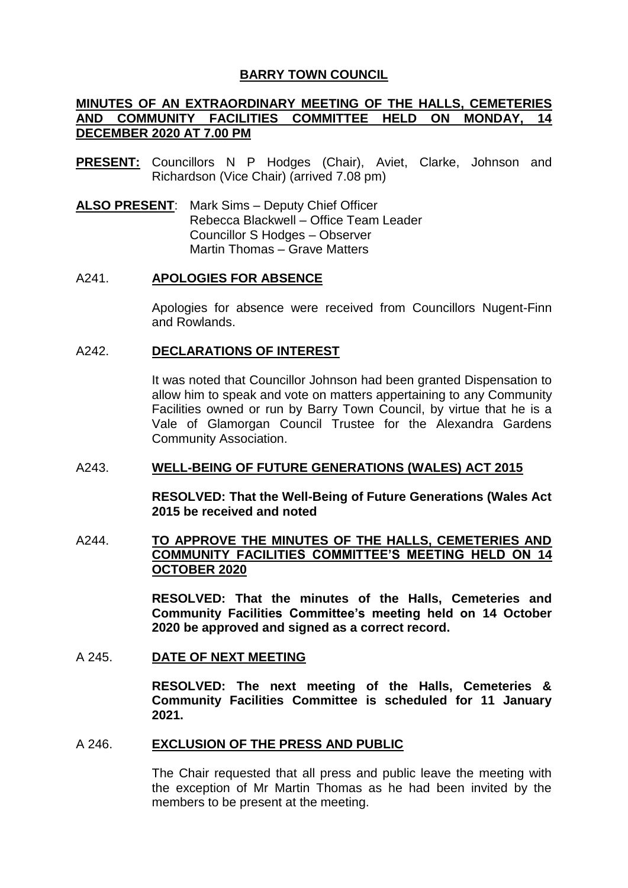# BARRY TOWN COUNCIL

## MINUTES OF AN EXTRAORDINARY MEETING OF THE HALLS, CEMETERIES AND COMMUNITY FACILITIES COMMITTEE HELD ON MONDAY, 14 DECEMBER 2020 AT 7.00 PM

**PRESENT:** Councillors N P Hodges (Chair), Aviet, Clarke, Johnson and Richardson (Vice Chair) (arrived 7.08 pm)

**ALSO PRESENT**: Mark Sims – Deputy Chief Officer
Rebecca Blackwell – Office Team Leader
Councillor S Hodges – Observer
Martin Thomas – Grave Matters

### A241. APOLOGIES FOR ABSENCE

Apologies for absence were received from Councillors Nugent-Finn and Rowlands.

### A242. DECLARATIONS OF INTEREST

It was noted that Councillor Johnson had been granted Dispensation to allow him to speak and vote on matters appertaining to any Community Facilities owned or run by Barry Town Council, by virtue that he is a Vale of Glamorgan Council Trustee for the Alexandra Gardens Community Association.

### A243. WELL-BEING OF FUTURE GENERATIONS (WALES) ACT 2015

**RESOLVED: That the Well-Being of Future Generations (Wales Act 2015 be received and noted**

### A244. TO APPROVE THE MINUTES OF THE HALLS, CEMETERIES AND COMMUNITY FACILITIES COMMITTEE'S MEETING HELD ON 14 OCTOBER 2020

**RESOLVED: That the minutes of the Halls, Cemeteries and Community Facilities Committee's meeting held on 14 October 2020 be approved and signed as a correct record.**

### A 245. DATE OF NEXT MEETING

**RESOLVED: The next meeting of the Halls, Cemeteries & Community Facilities Committee is scheduled for 11 January 2021.**

### A 246. EXCLUSION OF THE PRESS AND PUBLIC

The Chair requested that all press and public leave the meeting with the exception of Mr Martin Thomas as he had been invited by the members to be present at the meeting.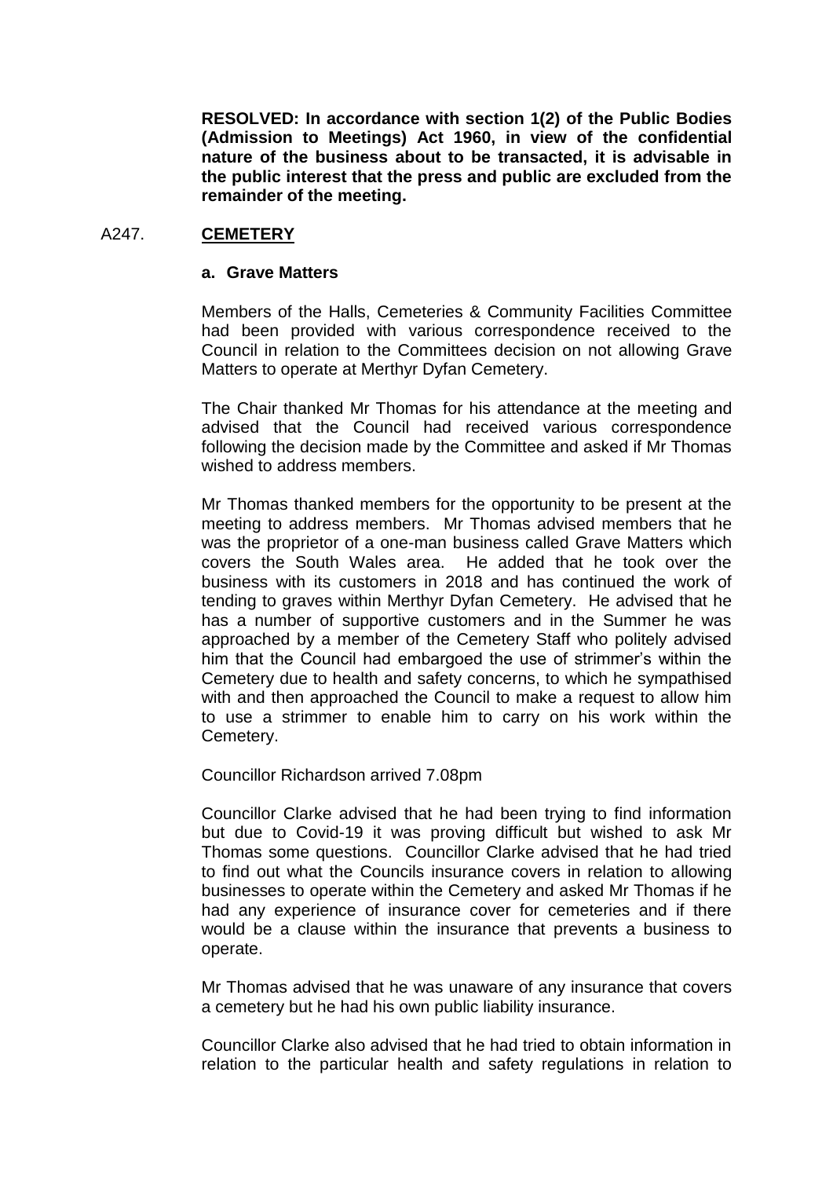**RESOLVED: In accordance with section 1(2) of the Public Bodies (Admission to Meetings) Act 1960, in view of the confidential nature of the business about to be transacted, it is advisable in the public interest that the press and public are excluded from the remainder of the meeting.**

## A247. CEMETERY

### a. Grave Matters

Members of the Halls, Cemeteries & Community Facilities Committee had been provided with various correspondence received to the Council in relation to the Committees decision on not allowing Grave Matters to operate at Merthyr Dyfan Cemetery.

The Chair thanked Mr Thomas for his attendance at the meeting and advised that the Council had received various correspondence following the decision made by the Committee and asked if Mr Thomas wished to address members.

Mr Thomas thanked members for the opportunity to be present at the meeting to address members. Mr Thomas advised members that he was the proprietor of a one-man business called Grave Matters which covers the South Wales area. He added that he took over the business with its customers in 2018 and has continued the work of tending to graves within Merthyr Dyfan Cemetery. He advised that he has a number of supportive customers and in the Summer he was approached by a member of the Cemetery Staff who politely advised him that the Council had embargoed the use of strimmer's within the Cemetery due to health and safety concerns, to which he sympathised with and then approached the Council to make a request to allow him to use a strimmer to enable him to carry on his work within the Cemetery.

Councillor Richardson arrived 7.08pm

Councillor Clarke advised that he had been trying to find information but due to Covid-19 it was proving difficult but wished to ask Mr Thomas some questions. Councillor Clarke advised that he had tried to find out what the Councils insurance covers in relation to allowing businesses to operate within the Cemetery and asked Mr Thomas if he had any experience of insurance cover for cemeteries and if there would be a clause within the insurance that prevents a business to operate.

Mr Thomas advised that he was unaware of any insurance that covers a cemetery but he had his own public liability insurance.

Councillor Clarke also advised that he had tried to obtain information in relation to the particular health and safety regulations in relation to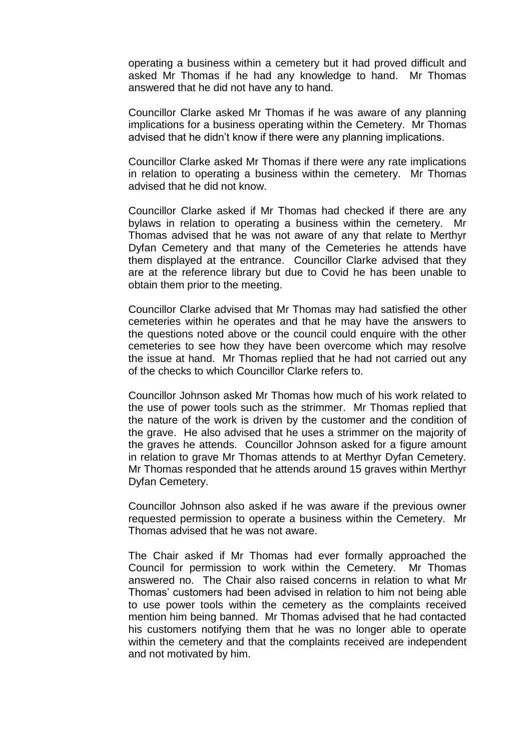operating a business within a cemetery but it had proved difficult and asked Mr Thomas if he had any knowledge to hand. Mr Thomas answered that he did not have any to hand.

Councillor Clarke asked Mr Thomas if he was aware of any planning implications for a business operating within the Cemetery. Mr Thomas advised that he didn't know if there were any planning implications.

Councillor Clarke asked Mr Thomas if there were any rate implications in relation to operating a business within the cemetery. Mr Thomas advised that he did not know.

Councillor Clarke asked if Mr Thomas had checked if there are any bylaws in relation to operating a business within the cemetery. Mr Thomas advised that he was not aware of any that relate to Merthyr Dyfan Cemetery and that many of the Cemeteries he attends have them displayed at the entrance. Councillor Clarke advised that they are at the reference library but due to Covid he has been unable to obtain them prior to the meeting.

Councillor Clarke advised that Mr Thomas may had satisfied the other cemeteries within he operates and that he may have the answers to the questions noted above or the council could enquire with the other cemeteries to see how they have been overcome which may resolve the issue at hand. Mr Thomas replied that he had not carried out any of the checks to which Councillor Clarke refers to.

Councillor Johnson asked Mr Thomas how much of his work related to the use of power tools such as the strimmer. Mr Thomas replied that the nature of the work is driven by the customer and the condition of the grave. He also advised that he uses a strimmer on the majority of the graves he attends. Councillor Johnson asked for a figure amount in relation to grave Mr Thomas attends to at Merthyr Dyfan Cemetery. Mr Thomas responded that he attends around 15 graves within Merthyr Dyfan Cemetery.

Councillor Johnson also asked if he was aware if the previous owner requested permission to operate a business within the Cemetery. Mr Thomas advised that he was not aware.

The Chair asked if Mr Thomas had ever formally approached the Council for permission to work within the Cemetery. Mr Thomas answered no. The Chair also raised concerns in relation to what Mr Thomas' customers had been advised in relation to him not being able to use power tools within the cemetery as the complaints received mention him being banned. Mr Thomas advised that he had contacted his customers notifying them that he was no longer able to operate within the cemetery and that the complaints received are independent and not motivated by him.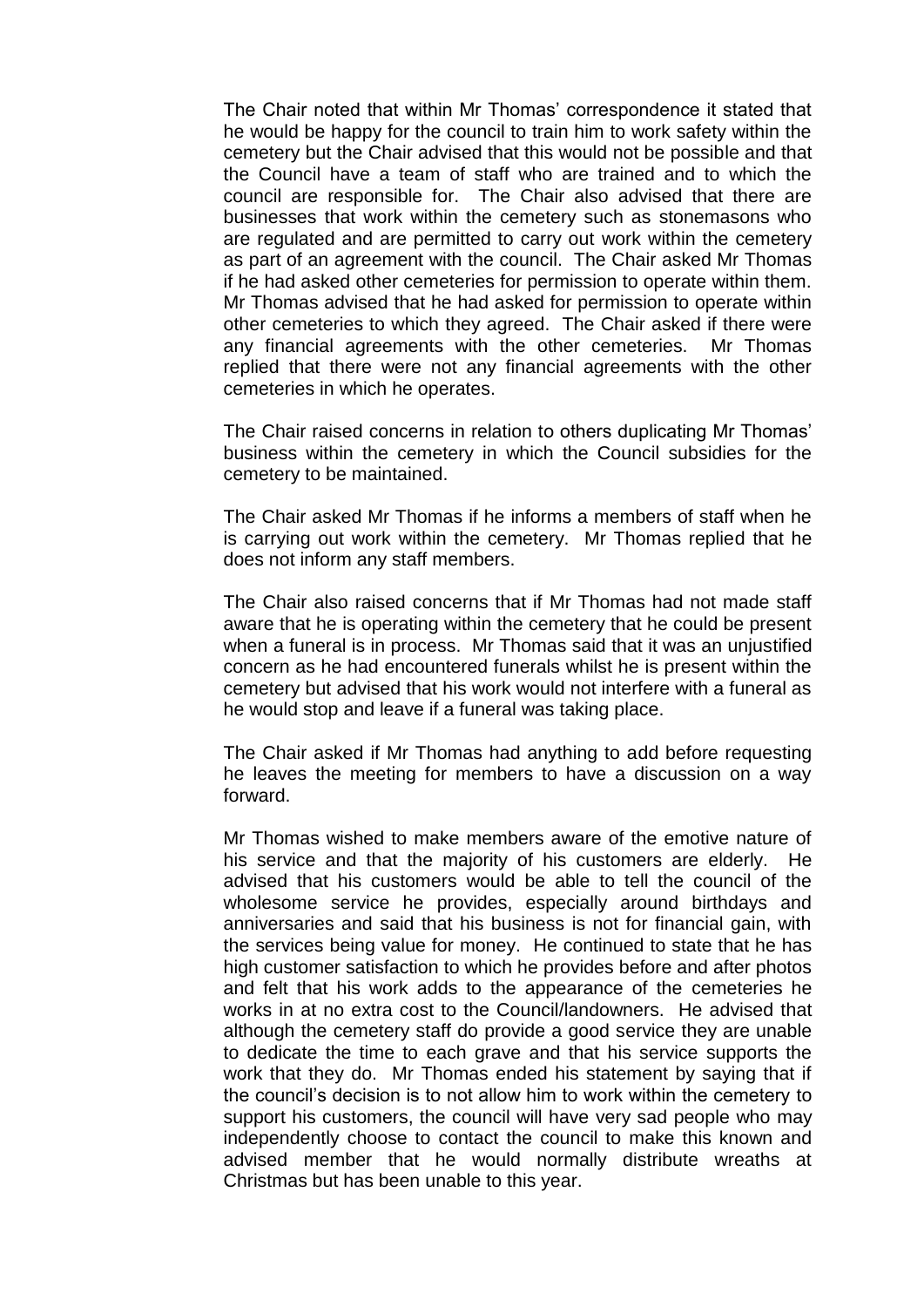The Chair noted that within Mr Thomas' correspondence it stated that he would be happy for the council to train him to work safety within the cemetery but the Chair advised that this would not be possible and that the Council have a team of staff who are trained and to which the council are responsible for. The Chair also advised that there are businesses that work within the cemetery such as stonemasons who are regulated and are permitted to carry out work within the cemetery as part of an agreement with the council. The Chair asked Mr Thomas if he had asked other cemeteries for permission to operate within them. Mr Thomas advised that he had asked for permission to operate within other cemeteries to which they agreed. The Chair asked if there were any financial agreements with the other cemeteries. Mr Thomas replied that there were not any financial agreements with the other cemeteries in which he operates.

The Chair raised concerns in relation to others duplicating Mr Thomas' business within the cemetery in which the Council subsidies for the cemetery to be maintained.

The Chair asked Mr Thomas if he informs a members of staff when he is carrying out work within the cemetery. Mr Thomas replied that he does not inform any staff members.

The Chair also raised concerns that if Mr Thomas had not made staff aware that he is operating within the cemetery that he could be present when a funeral is in process. Mr Thomas said that it was an unjustified concern as he had encountered funerals whilst he is present within the cemetery but advised that his work would not interfere with a funeral as he would stop and leave if a funeral was taking place.

The Chair asked if Mr Thomas had anything to add before requesting he leaves the meeting for members to have a discussion on a way forward.

Mr Thomas wished to make members aware of the emotive nature of his service and that the majority of his customers are elderly. He advised that his customers would be able to tell the council of the wholesome service he provides, especially around birthdays and anniversaries and said that his business is not for financial gain, with the services being value for money. He continued to state that he has high customer satisfaction to which he provides before and after photos and felt that his work adds to the appearance of the cemeteries he works in at no extra cost to the Council/landowners. He advised that although the cemetery staff do provide a good service they are unable to dedicate the time to each grave and that his service supports the work that they do. Mr Thomas ended his statement by saying that if the council's decision is to not allow him to work within the cemetery to support his customers, the council will have very sad people who may independently choose to contact the council to make this known and advised member that he would normally distribute wreaths at Christmas but has been unable to this year.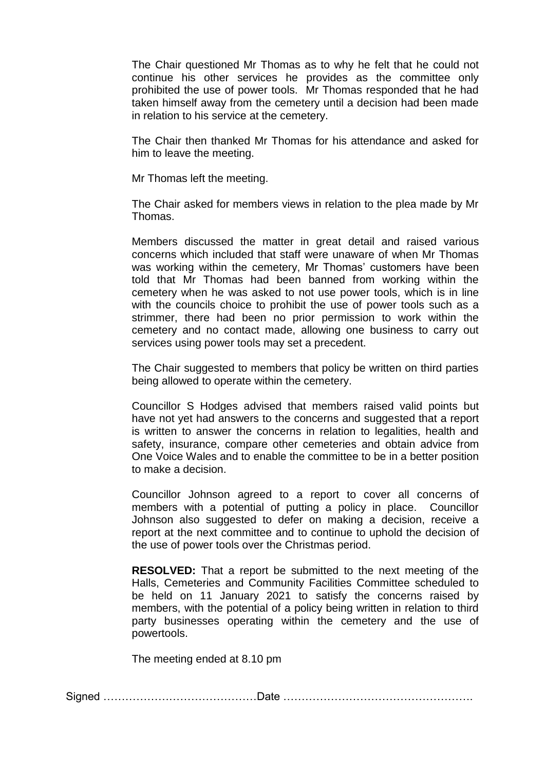The Chair questioned Mr Thomas as to why he felt that he could not continue his other services he provides as the committee only prohibited the use of power tools. Mr Thomas responded that he had taken himself away from the cemetery until a decision had been made in relation to his service at the cemetery.

The Chair then thanked Mr Thomas for his attendance and asked for him to leave the meeting.

Mr Thomas left the meeting.

The Chair asked for members views in relation to the plea made by Mr Thomas.

Members discussed the matter in great detail and raised various concerns which included that staff were unaware of when Mr Thomas was working within the cemetery, Mr Thomas' customers have been told that Mr Thomas had been banned from working within the cemetery when he was asked to not use power tools, which is in line with the councils choice to prohibit the use of power tools such as a strimmer, there had been no prior permission to work within the cemetery and no contact made, allowing one business to carry out services using power tools may set a precedent.

The Chair suggested to members that policy be written on third parties being allowed to operate within the cemetery.

Councillor S Hodges advised that members raised valid points but have not yet had answers to the concerns and suggested that a report is written to answer the concerns in relation to legalities, health and safety, insurance, compare other cemeteries and obtain advice from One Voice Wales and to enable the committee to be in a better position to make a decision.

Councillor Johnson agreed to a report to cover all concerns of members with a potential of putting a policy in place. Councillor Johnson also suggested to defer on making a decision, receive a report at the next committee and to continue to uphold the decision of the use of power tools over the Christmas period.

**RESOLVED:** That a report be submitted to the next meeting of the Halls, Cemeteries and Community Facilities Committee scheduled to be held on 11 January 2021 to satisfy the concerns raised by members, with the potential of a policy being written in relation to third party businesses operating within the cemetery and the use of powertools.

The meeting ended at 8.10 pm

Signed ……………………………………Date …………………………………………….